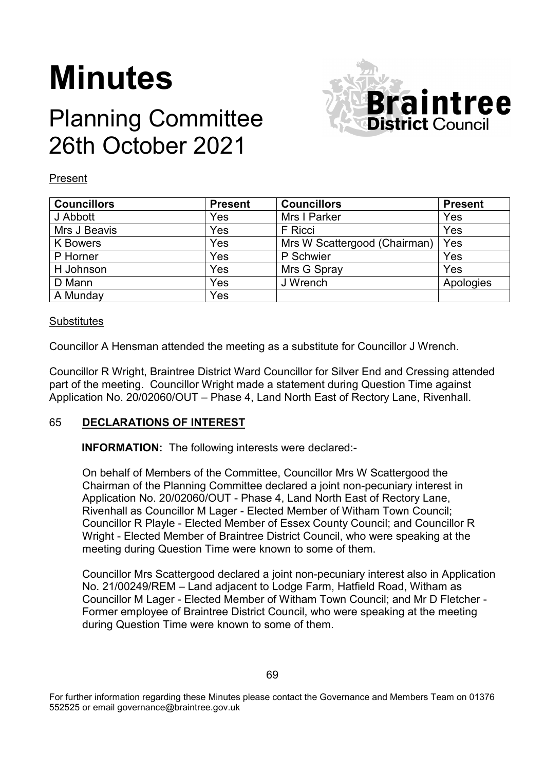# Minutes

## Planning Committee 26th October 2021

Present

| Councillors | Present | Councillors | Present |
|---|---|---|---|
| J Abbott | Yes | Mrs I Parker | Yes |
| Mrs J Beavis | Yes | F Ricci | Yes |
| K Bowers | Yes | Mrs W Scattergood (Chairman) | Yes |
| P Horner | Yes | P Schwier | Yes |
| H Johnson | Yes | Mrs G Spray | Yes |
| D Mann | Yes | J Wrench | Apologies |
| A Munday | Yes | | |

Substitutes

Councillor A Hensman attended the meeting as a substitute for Councillor J Wrench.

Councillor R Wright, Braintree District Ward Councillor for Silver End and Cressing attended part of the meeting. Councillor Wright made a statement during Question Time against Application No. 20/02060/OUT – Phase 4, Land North East of Rectory Lane, Rivenhall.

### 65 DECLARATIONS OF INTEREST

**INFORMATION:** The following interests were declared:-

On behalf of Members of the Committee, Councillor Mrs W Scattergood the Chairman of the Planning Committee declared a joint non-pecuniary interest in Application No. 20/02060/OUT - Phase 4, Land North East of Rectory Lane, Rivenhall as Councillor M Lager - Elected Member of Witham Town Council; Councillor R Playle - Elected Member of Essex County Council; and Councillor R Wright - Elected Member of Braintree District Council, who were speaking at the meeting during Question Time were known to some of them.

Councillor Mrs Scattergood declared a joint non-pecuniary interest also in Application No. 21/00249/REM – Land adjacent to Lodge Farm, Hatfield Road, Witham as Councillor M Lager - Elected Member of Witham Town Council; and Mr D Fletcher - Former employee of Braintree District Council, who were speaking at the meeting during Question Time were known to some of them.

For further information regarding these Minutes please contact the Governance and Members Team on 01376 552525 or email governance@braintree.gov.uk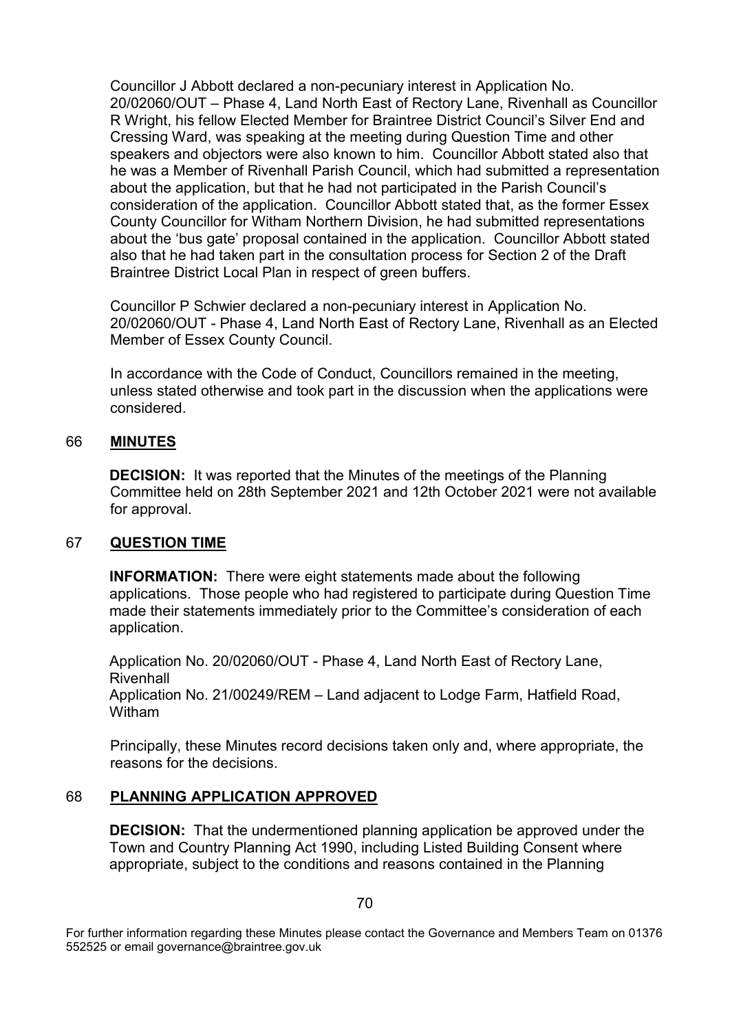Councillor J Abbott declared a non-pecuniary interest in Application No. 20/02060/OUT – Phase 4, Land North East of Rectory Lane, Rivenhall as Councillor R Wright, his fellow Elected Member for Braintree District Council's Silver End and Cressing Ward, was speaking at the meeting during Question Time and other speakers and objectors were also known to him. Councillor Abbott stated also that he was a Member of Rivenhall Parish Council, which had submitted a representation about the application, but that he had not participated in the Parish Council's consideration of the application. Councillor Abbott stated that, as the former Essex County Councillor for Witham Northern Division, he had submitted representations about the 'bus gate' proposal contained in the application. Councillor Abbott stated also that he had taken part in the consultation process for Section 2 of the Draft Braintree District Local Plan in respect of green buffers.

Councillor P Schwier declared a non-pecuniary interest in Application No. 20/02060/OUT - Phase 4, Land North East of Rectory Lane, Rivenhall as an Elected Member of Essex County Council.

In accordance with the Code of Conduct, Councillors remained in the meeting, unless stated otherwise and took part in the discussion when the applications were considered.

## 66 MINUTES

**DECISION:** It was reported that the Minutes of the meetings of the Planning Committee held on 28th September 2021 and 12th October 2021 were not available for approval.

## 67 QUESTION TIME

**INFORMATION:** There were eight statements made about the following applications. Those people who had registered to participate during Question Time made their statements immediately prior to the Committee's consideration of each application.

Application No. 20/02060/OUT - Phase 4, Land North East of Rectory Lane, Rivenhall
Application No. 21/00249/REM – Land adjacent to Lodge Farm, Hatfield Road, Witham

Principally, these Minutes record decisions taken only and, where appropriate, the reasons for the decisions.

## 68 PLANNING APPLICATION APPROVED

**DECISION:** That the undermentioned planning application be approved under the Town and Country Planning Act 1990, including Listed Building Consent where appropriate, subject to the conditions and reasons contained in the Planning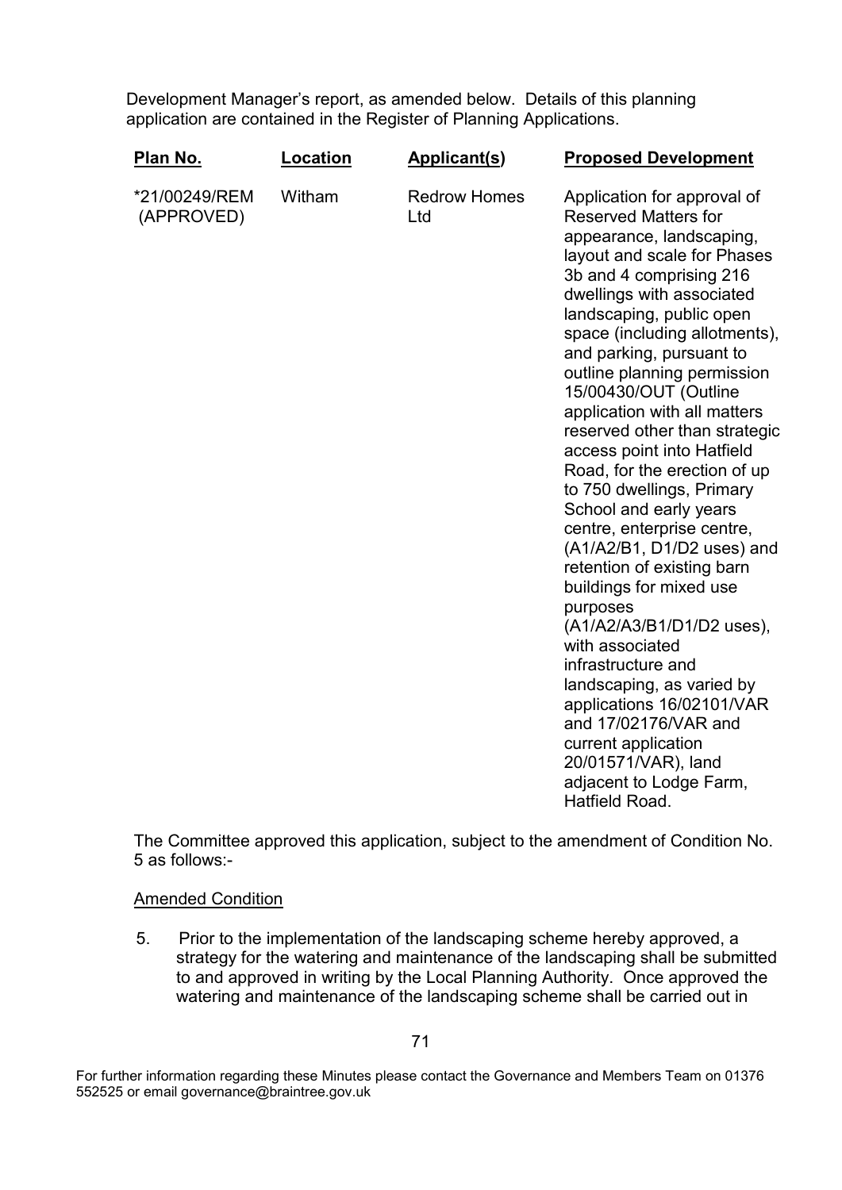Development Manager's report, as amended below. Details of this planning application are contained in the Register of Planning Applications.

| Plan No. | Location | Applicant(s) | Proposed Development |
| --- | --- | --- | --- |
| *21/00249/REM (APPROVED) | Witham | Redrow Homes Ltd | Application for approval of Reserved Matters for appearance, landscaping, layout and scale for Phases 3b and 4 comprising 216 dwellings with associated landscaping, public open space (including allotments), and parking, pursuant to outline planning permission 15/00430/OUT (Outline application with all matters reserved other than strategic access point into Hatfield Road, for the erection of up to 750 dwellings, Primary School and early years centre, enterprise centre, (A1/A2/B1, D1/D2 uses) and retention of existing barn buildings for mixed use purposes (A1/A2/A3/B1/D1/D2 uses), with associated infrastructure and landscaping, as varied by applications 16/02101/VAR and 17/02176/VAR and current application 20/01571/VAR), land adjacent to Lodge Farm, Hatfield Road. |

The Committee approved this application, subject to the amendment of Condition No. 5 as follows:-

<u>Amended Condition</u>

5. Prior to the implementation of the landscaping scheme hereby approved, a strategy for the watering and maintenance of the landscaping shall be submitted to and approved in writing by the Local Planning Authority. Once approved the watering and maintenance of the landscaping scheme shall be carried out in

For further information regarding these Minutes please contact the Governance and Members Team on 01376 552525 or email governance@braintree.gov.uk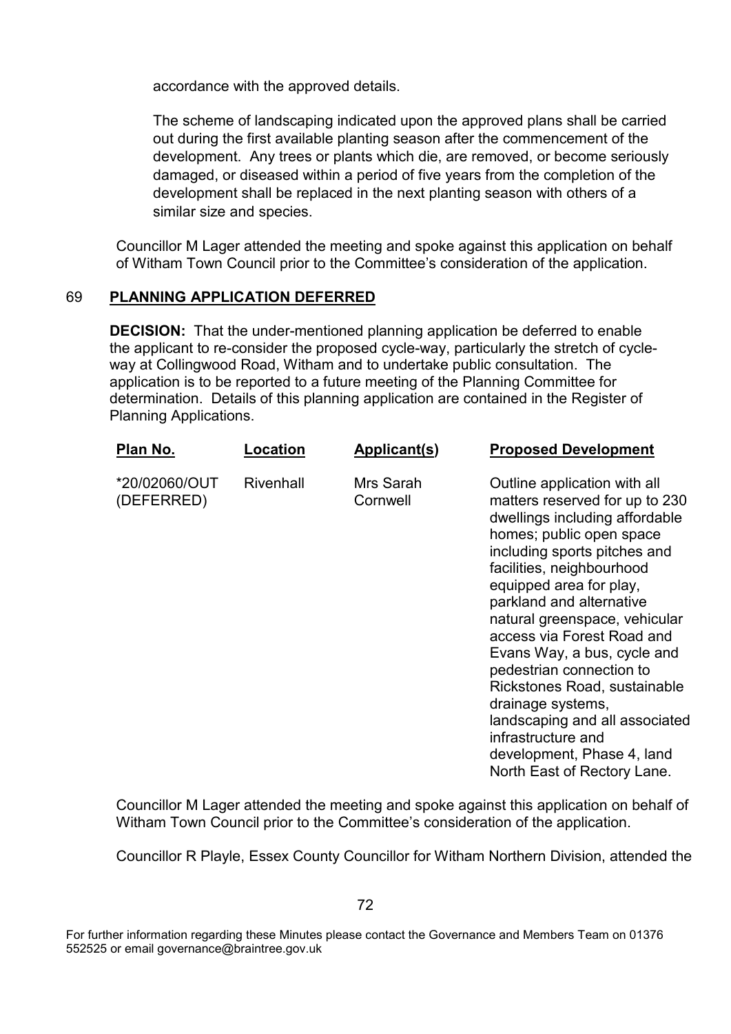accordance with the approved details.

The scheme of landscaping indicated upon the approved plans shall be carried out during the first available planting season after the commencement of the development. Any trees or plants which die, are removed, or become seriously damaged, or diseased within a period of five years from the completion of the development shall be replaced in the next planting season with others of a similar size and species.

Councillor M Lager attended the meeting and spoke against this application on behalf of Witham Town Council prior to the Committee's consideration of the application.

## 69 PLANNING APPLICATION DEFERRED

**DECISION:** That the under-mentioned planning application be deferred to enable the applicant to re-consider the proposed cycle-way, particularly the stretch of cycle-way at Collingwood Road, Witham and to undertake public consultation. The application is to be reported to a future meeting of the Planning Committee for determination. Details of this planning application are contained in the Register of Planning Applications.

| Plan No. | Location | Applicant(s) | Proposed Development |
|---|---|---|---|
| *20/02060/OUT (DEFERRED) | Rivenhall | Mrs Sarah Cornwell | Outline application with all matters reserved for up to 230 dwellings including affordable homes; public open space including sports pitches and facilities, neighbourhood equipped area for play, parkland and alternative natural greenspace, vehicular access via Forest Road and Evans Way, a bus, cycle and pedestrian connection to Rickstones Road, sustainable drainage systems, landscaping and all associated infrastructure and development, Phase 4, land North East of Rectory Lane. |

Councillor M Lager attended the meeting and spoke against this application on behalf of Witham Town Council prior to the Committee's consideration of the application.

Councillor R Playle, Essex County Councillor for Witham Northern Division, attended the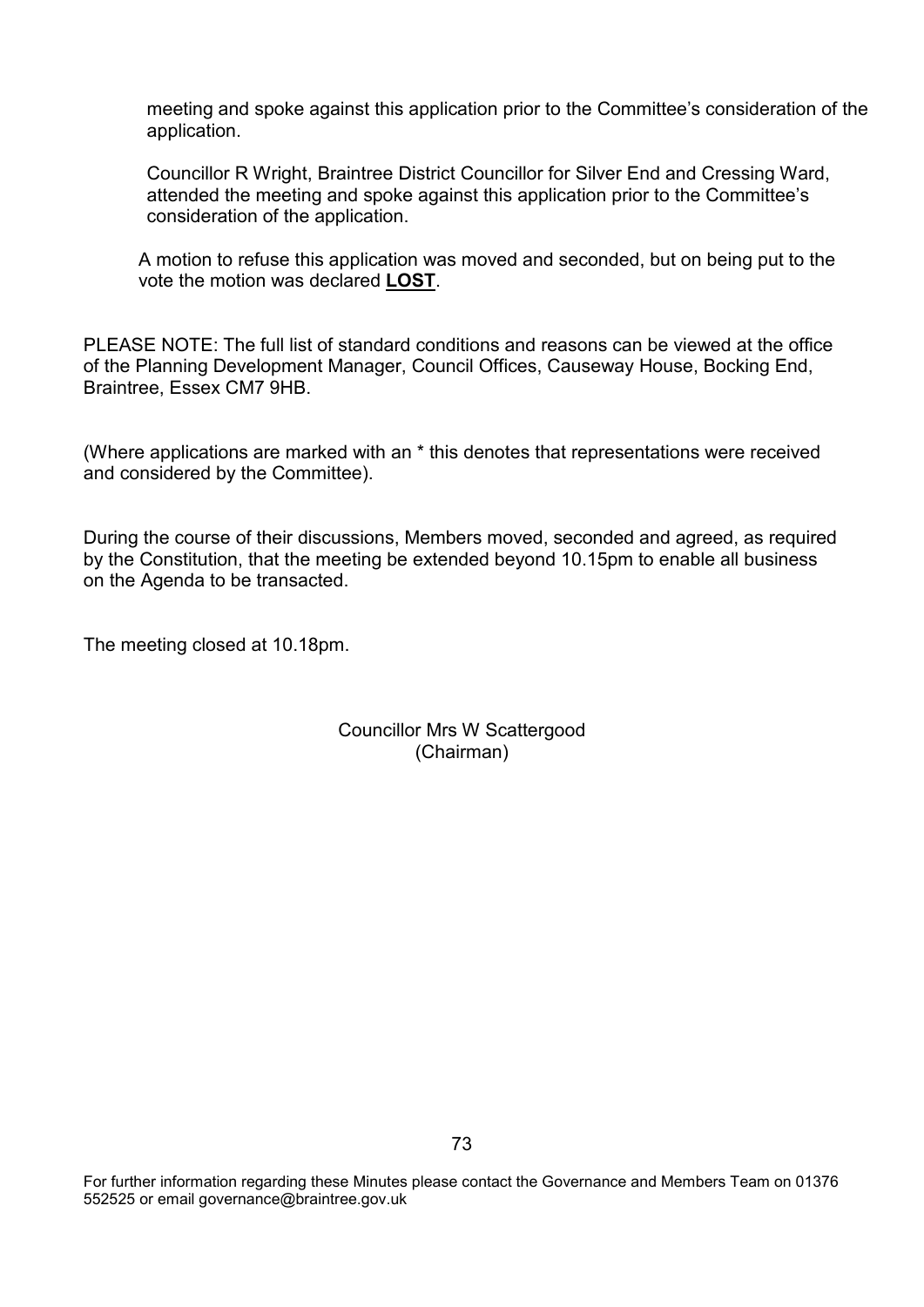meeting and spoke against this application prior to the Committee's consideration of the application.

Councillor R Wright, Braintree District Councillor for Silver End and Cressing Ward, attended the meeting and spoke against this application prior to the Committee's consideration of the application.

A motion to refuse this application was moved and seconded, but on being put to the vote the motion was declared **LOST**.

PLEASE NOTE: The full list of standard conditions and reasons can be viewed at the office of the Planning Development Manager, Council Offices, Causeway House, Bocking End, Braintree, Essex CM7 9HB.

(Where applications are marked with an * this denotes that representations were received and considered by the Committee).

During the course of their discussions, Members moved, seconded and agreed, as required by the Constitution, that the meeting be extended beyond 10.15pm to enable all business on the Agenda to be transacted.

The meeting closed at 10.18pm.

Councillor Mrs W Scattergood
(Chairman)

For further information regarding these Minutes please contact the Governance and Members Team on 01376 552525 or email governance@braintree.gov.uk